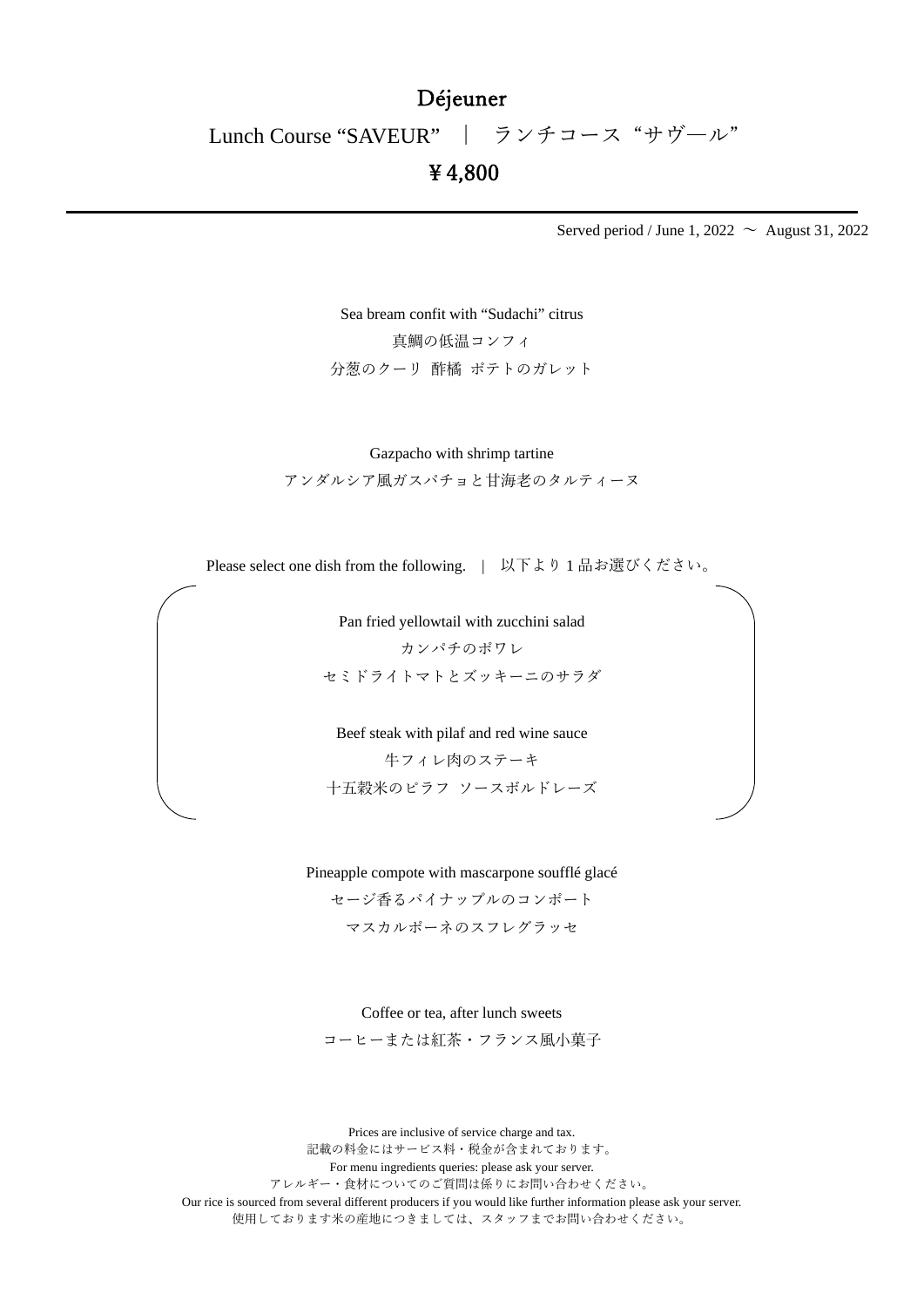# Déjeuner

## Lunch Course “SAVEUR” ｜ ランチコース“サヴ―ル”

## ￥4,800

---

Served period / June 1, 2022 ～ August 31, 2022

Sea bream confit with “Sudachi” citrus
真鯛の低温コンフィ
分葱のクーリ 酢橘 ポテトのガレット

Gazpacho with shrimp tartine
アンダルシア風ガスパチョと甘海老のタルティーヌ

Please select one dish from the following. | 以下より 1 品お選びください。

Pan fried yellowtail with zucchini salad
カンパチのポワレ
セミドライトマトとズッキーニのサラダ

Beef steak with pilaf and red wine sauce
牛フィレ肉のステーキ
十五穀米のピラフ ソースボルドレーズ

Pineapple compote with mascarpone soufflé glacé
セージ香るパイナップルのコンポート
マスカルポーネのスフレグラッセ

Coffee or tea, after lunch sweets
コーヒーまたは紅茶・フランス風小菓子

Prices are inclusive of service charge and tax.
記載の料金にはサービス料・税金が含まれております。
For menu ingredients queries: please ask your server.
アレルギー・食材についてのご質問は係りにお問い合わせください。
Our rice is sourced from several different producers if you would like further information please ask your server.
使用しております米の産地につきましては、スタッフまでお問い合わせください。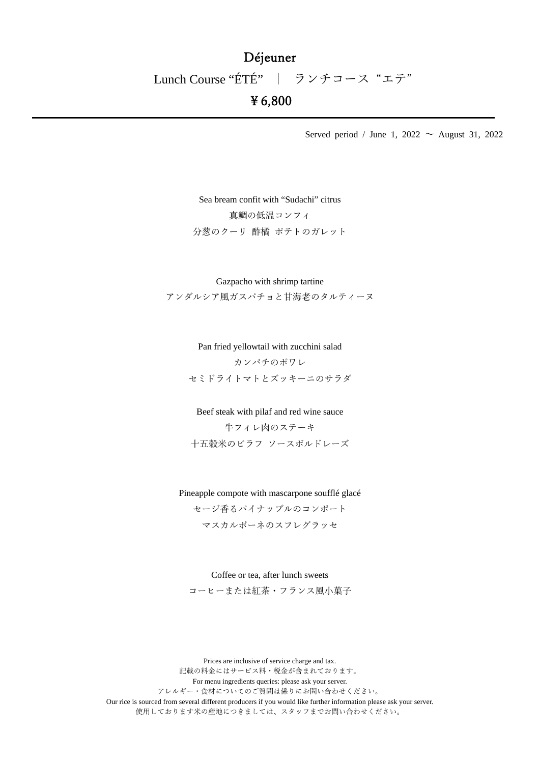# Déjeuner

## Lunch Course “ÉTÉ” ｜ ランチコース“エテ”

## ￥6,800

Served period / June 1, 2022 ～ August 31, 2022

Sea bream confit with “Sudachi” citrus
真鯛の低温コンフィ
分葱のクーリ 酢橘 ポテトのガレット

Gazpacho with shrimp tartine
アンダルシア風ガスパチョと甘海老のタルティーヌ

Pan fried yellowtail with zucchini salad
カンパチのポワレ
セミドライトマトとズッキーニのサラダ

Beef steak with pilaf and red wine sauce
牛フィレ肉のステーキ
十五穀米のピラフ ソースボルドレーズ

Pineapple compote with mascarpone soufflé glacé
セージ香るパイナップルのコンポート
マスカルポーネのスフレグラッセ

Coffee or tea, after lunch sweets
コーヒーまたは紅茶・フランス風小菓子

Prices are inclusive of service charge and tax.
記載の料金にはサービス料・税金が含まれております。
For menu ingredients queries: please ask your server.
アレルギー・食材についてのご質問は係りにお問い合わせください。
Our rice is sourced from several different producers if you would like further information please ask your server.
使用しております米の産地につきましては、スタッフまでお問い合わせください。